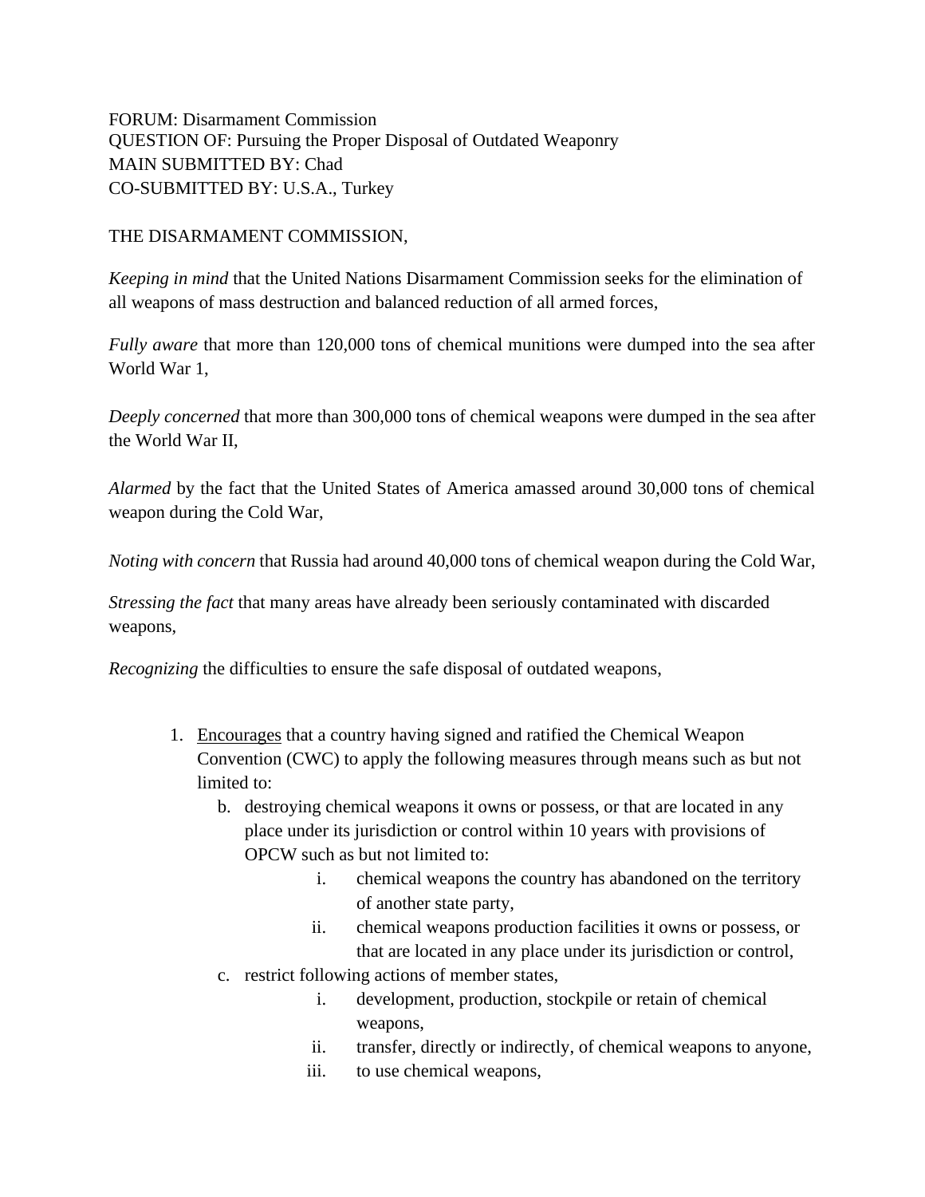FORUM: Disarmament Commission
QUESTION OF: Pursuing the Proper Disposal of Outdated Weaponry
MAIN SUBMITTED BY: Chad
CO-SUBMITTED BY: U.S.A., Turkey

THE DISARMAMENT COMMISSION,

*Keeping in mind* that the United Nations Disarmament Commission seeks for the elimination of all weapons of mass destruction and balanced reduction of all armed forces,

*Fully aware* that more than 120,000 tons of chemical munitions were dumped into the sea after World War 1,

*Deeply concerned* that more than 300,000 tons of chemical weapons were dumped in the sea after the World War II,

*Alarmed* by the fact that the United States of America amassed around 30,000 tons of chemical weapon during the Cold War,

*Noting with concern* that Russia had around 40,000 tons of chemical weapon during the Cold War,

*Stressing the fact* that many areas have already been seriously contaminated with discarded weapons,

*Recognizing* the difficulties to ensure the safe disposal of outdated weapons,

1. <u>Encourages</u> that a country having signed and ratified the Chemical Weapon Convention (CWC) to apply the following measures through means such as but not limited to:
    - b. destroying chemical weapons it owns or possess, or that are located in any place under its jurisdiction or control within 10 years with provisions of OPCW such as but not limited to:
        - i. chemical weapons the country has abandoned on the territory of another state party,
        - ii. chemical weapons production facilities it owns or possess, or that are located in any place under its jurisdiction or control,
    - c. restrict following actions of member states,
        - i. development, production, stockpile or retain of chemical weapons,
        - ii. transfer, directly or indirectly, of chemical weapons to anyone,
        - iii. to use chemical weapons,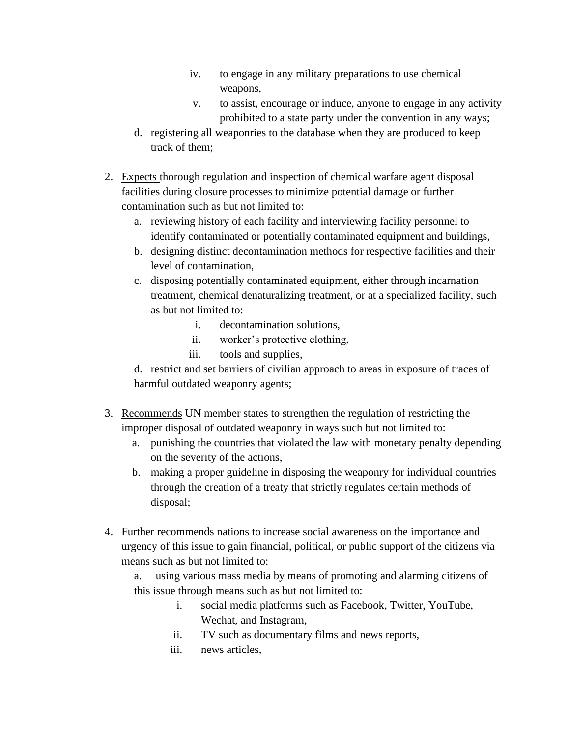iv. to engage in any military preparations to use chemical weapons,
    v. to assist, encourage or induce, anyone to engage in any activity prohibited to a state party under the convention in any ways;

   d. registering all weaponries to the database when they are produced to keep track of them;

2. <u>Expects</u> thorough regulation and inspection of chemical warfare agent disposal facilities during closure processes to minimize potential damage or further contamination such as but not limited to:
   a. reviewing history of each facility and interviewing facility personnel to identify contaminated or potentially contaminated equipment and buildings,
   b. designing distinct decontamination methods for respective facilities and their level of contamination,
   c. disposing potentially contaminated equipment, either through incarnation treatment, chemical denaturalizing treatment, or at a specialized facility, such as but not limited to:
      i. decontamination solutions,
      ii. worker's protective clothing,
      iii. tools and supplies,

   d. restrict and set barriers of civilian approach to areas in exposure of traces of harmful outdated weaponry agents;

3. <u>Recommends</u> UN member states to strengthen the regulation of restricting the improper disposal of outdated weaponry in ways such but not limited to:
   a. punishing the countries that violated the law with monetary penalty depending on the severity of the actions,
   b. making a proper guideline in disposing the weaponry for individual countries through the creation of a treaty that strictly regulates certain methods of disposal;

4. <u>Further recommends</u> nations to increase social awareness on the importance and urgency of this issue to gain financial, political, or public support of the citizens via means such as but not limited to:
   a. using various mass media by means of promoting and alarming citizens of this issue through means such as but not limited to:
      i. social media platforms such as Facebook, Twitter, YouTube, Wechat, and Instagram,
      ii. TV such as documentary films and news reports,
      iii. news articles,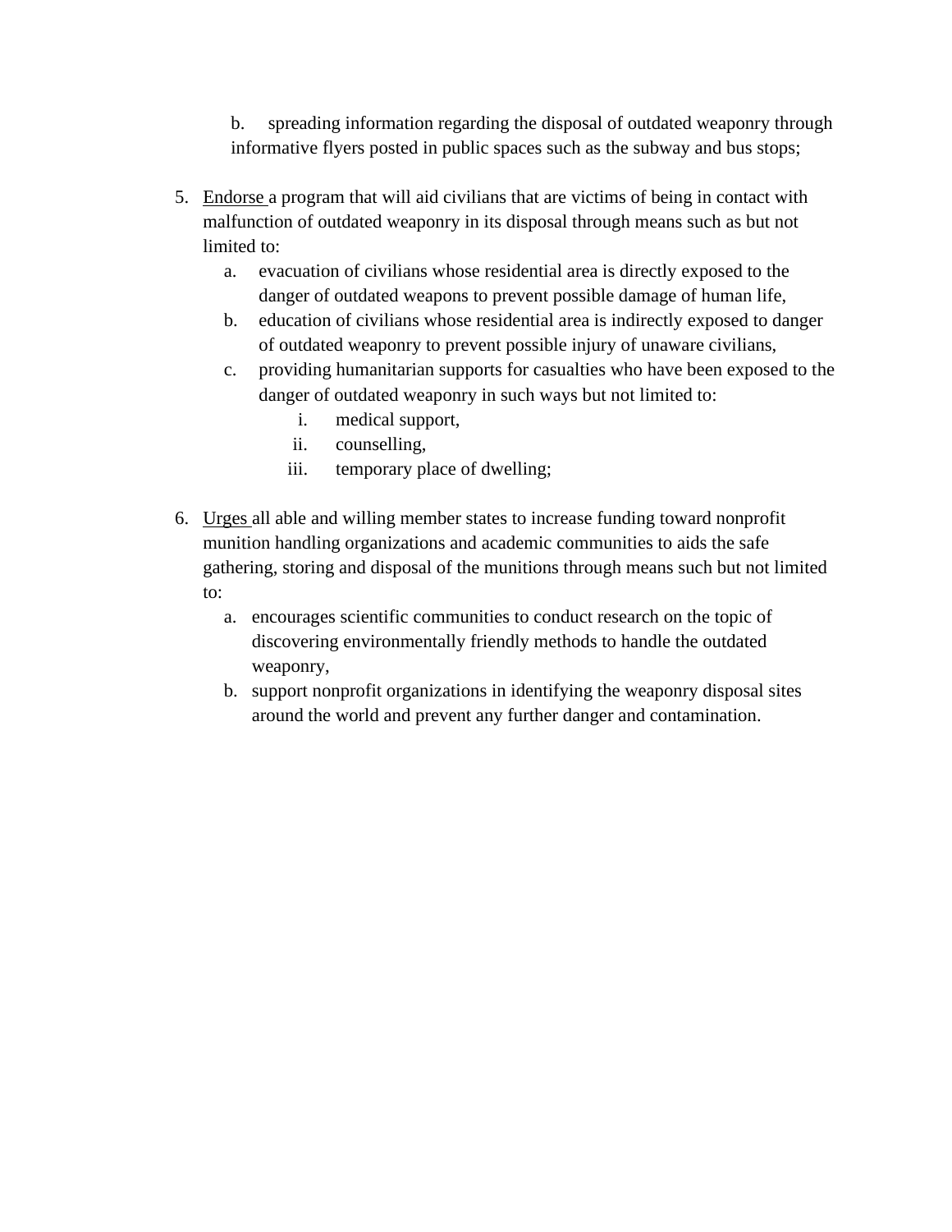b. spreading information regarding the disposal of outdated weaponry through informative flyers posted in public spaces such as the subway and bus stops;

5. <u>Endorse</u> a program that will aid civilians that are victims of being in contact with malfunction of outdated weaponry in its disposal through means such as but not limited to:
    a. evacuation of civilians whose residential area is directly exposed to the danger of outdated weapons to prevent possible damage of human life,
    b. education of civilians whose residential area is indirectly exposed to danger of outdated weaponry to prevent possible injury of unaware civilians,
    c. providing humanitarian supports for casualties who have been exposed to the danger of outdated weaponry in such ways but not limited to:
        i. medical support,
        ii. counselling,
        iii. temporary place of dwelling;

6. <u>Urges</u> all able and willing member states to increase funding toward nonprofit munition handling organizations and academic communities to aids the safe gathering, storing and disposal of the munitions through means such but not limited to:
    a. encourages scientific communities to conduct research on the topic of discovering environmentally friendly methods to handle the outdated weaponry,
    b. support nonprofit organizations in identifying the weaponry disposal sites around the world and prevent any further danger and contamination.